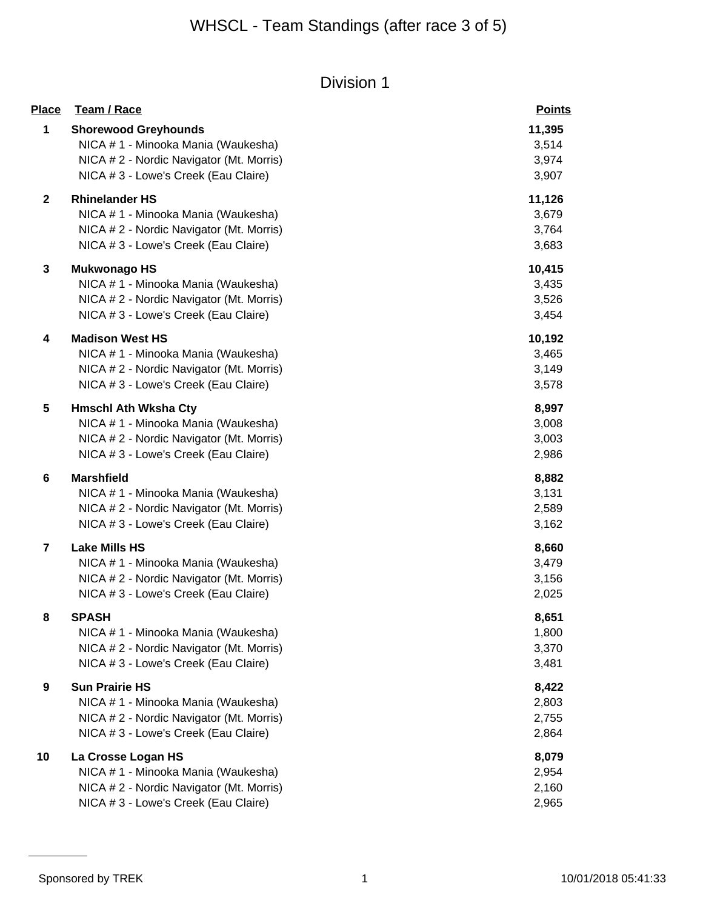# WHSCL - Team Standings (after race 3 of 5)

## Division 1

| Place | Team / Race | Points |
|---|---|---|
| 1 | **Shorewood Greyhounds** | **11,395** |
| | NICA # 1 - Minooka Mania (Waukesha) | 3,514 |
| | NICA # 2 - Nordic Navigator (Mt. Morris) | 3,974 |
| | NICA # 3 - Lowe's Creek (Eau Claire) | 3,907 |
| 2 | **Rhinelander HS** | **11,126** |
| | NICA # 1 - Minooka Mania (Waukesha) | 3,679 |
| | NICA # 2 - Nordic Navigator (Mt. Morris) | 3,764 |
| | NICA # 3 - Lowe's Creek (Eau Claire) | 3,683 |
| 3 | **Mukwonago HS** | **10,415** |
| | NICA # 1 - Minooka Mania (Waukesha) | 3,435 |
| | NICA # 2 - Nordic Navigator (Mt. Morris) | 3,526 |
| | NICA # 3 - Lowe's Creek (Eau Claire) | 3,454 |
| 4 | **Madison West HS** | **10,192** |
| | NICA # 1 - Minooka Mania (Waukesha) | 3,465 |
| | NICA # 2 - Nordic Navigator (Mt. Morris) | 3,149 |
| | NICA # 3 - Lowe's Creek (Eau Claire) | 3,578 |
| 5 | **Hmschl Ath Wksha Cty** | **8,997** |
| | NICA # 1 - Minooka Mania (Waukesha) | 3,008 |
| | NICA # 2 - Nordic Navigator (Mt. Morris) | 3,003 |
| | NICA # 3 - Lowe's Creek (Eau Claire) | 2,986 |
| 6 | **Marshfield** | **8,882** |
| | NICA # 1 - Minooka Mania (Waukesha) | 3,131 |
| | NICA # 2 - Nordic Navigator (Mt. Morris) | 2,589 |
| | NICA # 3 - Lowe's Creek (Eau Claire) | 3,162 |
| 7 | **Lake Mills HS** | **8,660** |
| | NICA # 1 - Minooka Mania (Waukesha) | 3,479 |
| | NICA # 2 - Nordic Navigator (Mt. Morris) | 3,156 |
| | NICA # 3 - Lowe's Creek (Eau Claire) | 2,025 |
| 8 | **SPASH** | **8,651** |
| | NICA # 1 - Minooka Mania (Waukesha) | 1,800 |
| | NICA # 2 - Nordic Navigator (Mt. Morris) | 3,370 |
| | NICA # 3 - Lowe's Creek (Eau Claire) | 3,481 |
| 9 | **Sun Prairie HS** | **8,422** |
| | NICA # 1 - Minooka Mania (Waukesha) | 2,803 |
| | NICA # 2 - Nordic Navigator (Mt. Morris) | 2,755 |
| | NICA # 3 - Lowe's Creek (Eau Claire) | 2,864 |
| 10 | **La Crosse Logan HS** | **8,079** |
| | NICA # 1 - Minooka Mania (Waukesha) | 2,954 |
| | NICA # 2 - Nordic Navigator (Mt. Morris) | 2,160 |
| | NICA # 3 - Lowe's Creek (Eau Claire) | 2,965 |

Sponsored by TREK

10/01/2018 05:41:33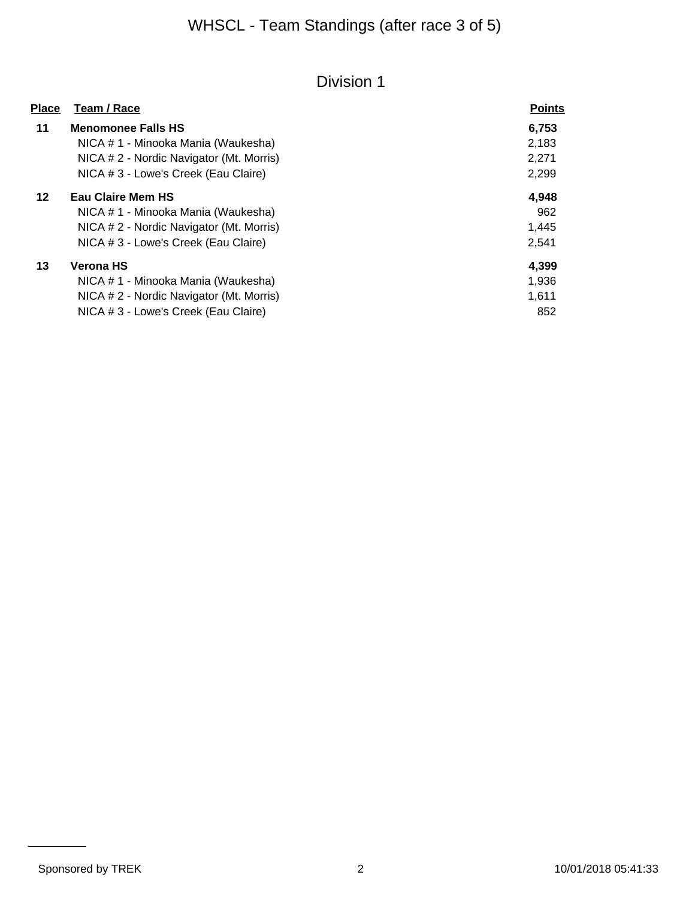# WHSCL - Team Standings (after race 3 of 5)

## Division 1

| Place | Team / Race | Points |
|---|---|---|
| **11** | **Menomonee Falls HS** | **6,753** |
| | NICA # 1 - Minooka Mania (Waukesha) | 2,183 |
| | NICA # 2 - Nordic Navigator (Mt. Morris) | 2,271 |
| | NICA # 3 - Lowe's Creek (Eau Claire) | 2,299 |
| **12** | **Eau Claire Mem HS** | **4,948** |
| | NICA # 1 - Minooka Mania (Waukesha) | 962 |
| | NICA # 2 - Nordic Navigator (Mt. Morris) | 1,445 |
| | NICA # 3 - Lowe's Creek (Eau Claire) | 2,541 |
| **13** | **Verona HS** | **4,399** |
| | NICA # 1 - Minooka Mania (Waukesha) | 1,936 |
| | NICA # 2 - Nordic Navigator (Mt. Morris) | 1,611 |
| | NICA # 3 - Lowe's Creek (Eau Claire) | 852 |

Sponsored by TREK

10/01/2018 05:41:33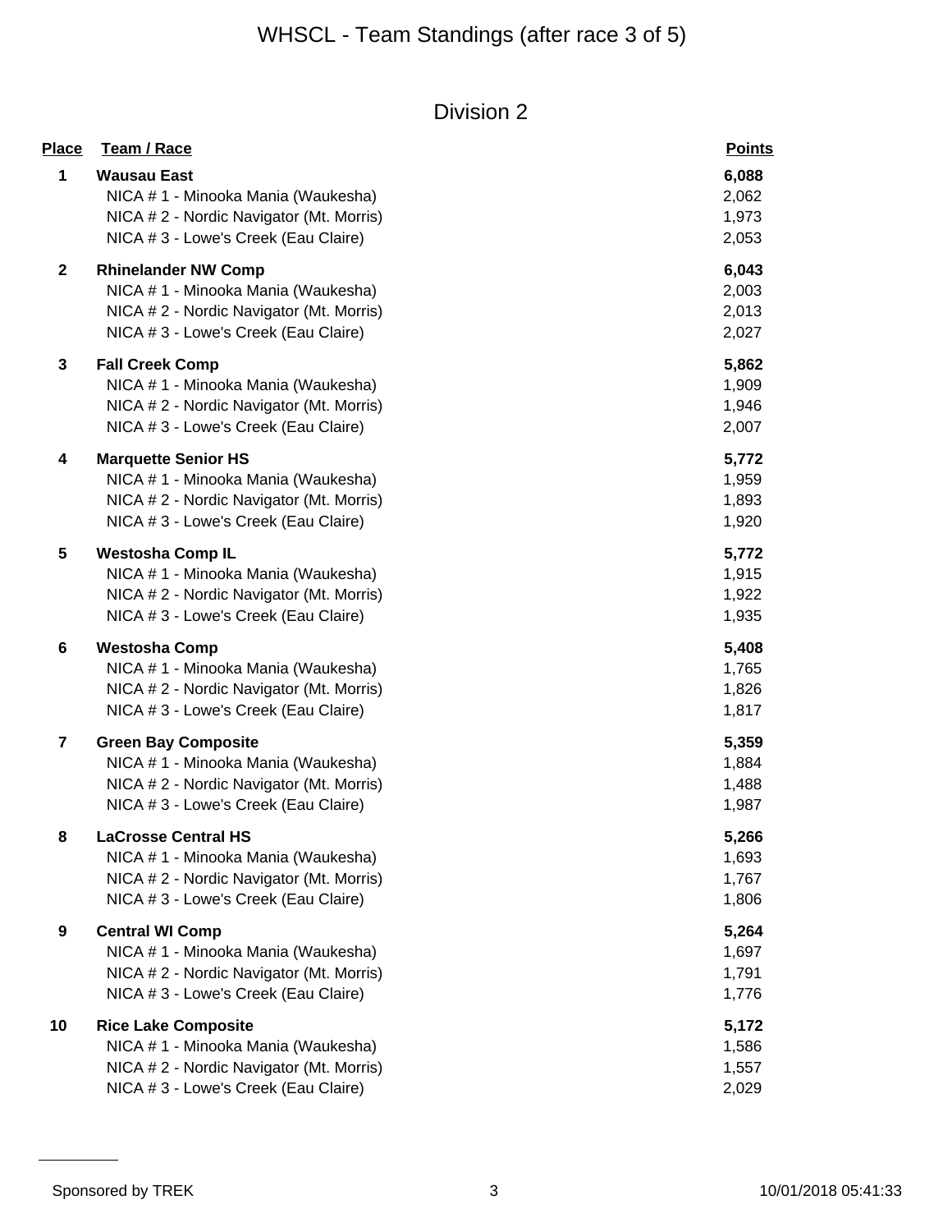# WHSCL - Team Standings (after race 3 of 5)

## Division 2

| Place | Team / Race | Points |
|---|---|---|
| 1 | **Wausau East** | **6,088** |
| | NICA # 1 - Minooka Mania (Waukesha) | 2,062 |
| | NICA # 2 - Nordic Navigator (Mt. Morris) | 1,973 |
| | NICA # 3 - Lowe's Creek (Eau Claire) | 2,053 |
| 2 | **Rhinelander NW Comp** | **6,043** |
| | NICA # 1 - Minooka Mania (Waukesha) | 2,003 |
| | NICA # 2 - Nordic Navigator (Mt. Morris) | 2,013 |
| | NICA # 3 - Lowe's Creek (Eau Claire) | 2,027 |
| 3 | **Fall Creek Comp** | **5,862** |
| | NICA # 1 - Minooka Mania (Waukesha) | 1,909 |
| | NICA # 2 - Nordic Navigator (Mt. Morris) | 1,946 |
| | NICA # 3 - Lowe's Creek (Eau Claire) | 2,007 |
| 4 | **Marquette Senior HS** | **5,772** |
| | NICA # 1 - Minooka Mania (Waukesha) | 1,959 |
| | NICA # 2 - Nordic Navigator (Mt. Morris) | 1,893 |
| | NICA # 3 - Lowe's Creek (Eau Claire) | 1,920 |
| 5 | **Westosha Comp IL** | **5,772** |
| | NICA # 1 - Minooka Mania (Waukesha) | 1,915 |
| | NICA # 2 - Nordic Navigator (Mt. Morris) | 1,922 |
| | NICA # 3 - Lowe's Creek (Eau Claire) | 1,935 |
| 6 | **Westosha Comp** | **5,408** |
| | NICA # 1 - Minooka Mania (Waukesha) | 1,765 |
| | NICA # 2 - Nordic Navigator (Mt. Morris) | 1,826 |
| | NICA # 3 - Lowe's Creek (Eau Claire) | 1,817 |
| 7 | **Green Bay Composite** | **5,359** |
| | NICA # 1 - Minooka Mania (Waukesha) | 1,884 |
| | NICA # 2 - Nordic Navigator (Mt. Morris) | 1,488 |
| | NICA # 3 - Lowe's Creek (Eau Claire) | 1,987 |
| 8 | **LaCrosse Central HS** | **5,266** |
| | NICA # 1 - Minooka Mania (Waukesha) | 1,693 |
| | NICA # 2 - Nordic Navigator (Mt. Morris) | 1,767 |
| | NICA # 3 - Lowe's Creek (Eau Claire) | 1,806 |
| 9 | **Central WI Comp** | **5,264** |
| | NICA # 1 - Minooka Mania (Waukesha) | 1,697 |
| | NICA # 2 - Nordic Navigator (Mt. Morris) | 1,791 |
| | NICA # 3 - Lowe's Creek (Eau Claire) | 1,776 |
| 10 | **Rice Lake Composite** | **5,172** |
| | NICA # 1 - Minooka Mania (Waukesha) | 1,586 |
| | NICA # 2 - Nordic Navigator (Mt. Morris) | 1,557 |
| | NICA # 3 - Lowe's Creek (Eau Claire) | 2,029 |

Sponsored by TREK

10/01/2018 05:41:33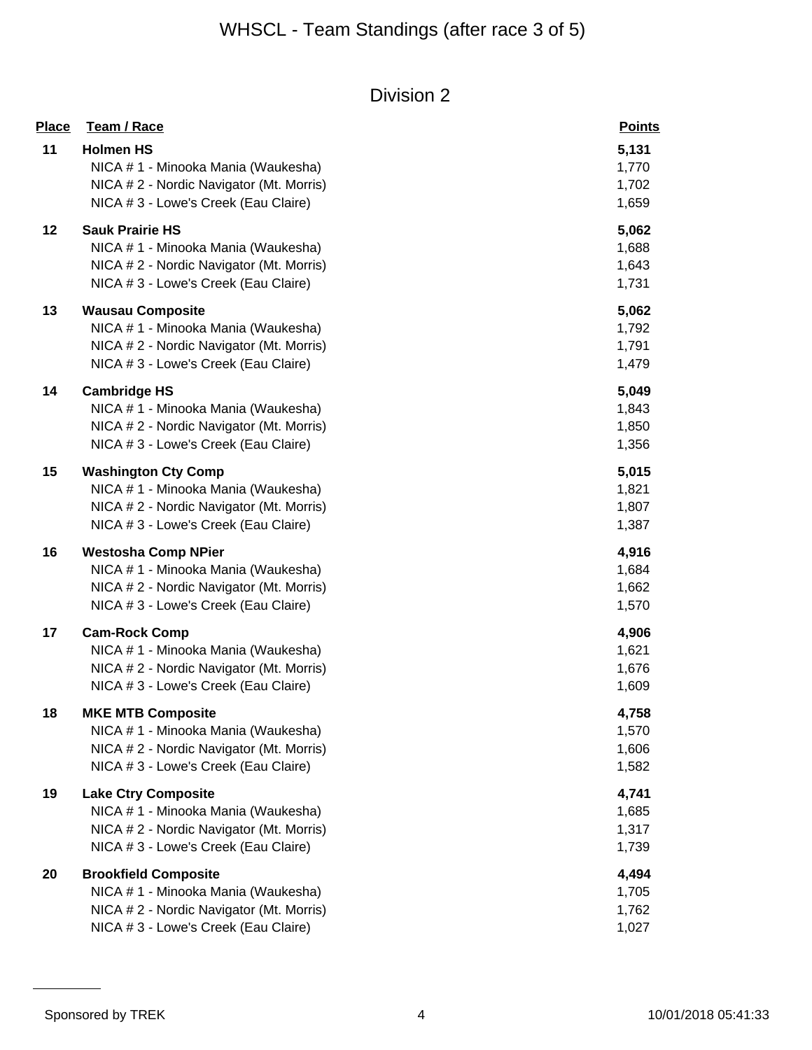# WHSCL - Team Standings (after race 3 of 5)

## Division 2

| Place | Team / Race | Points |
|---|---|---|
| 11 | **Holmen HS** | **5,131** |
| | NICA # 1 - Minooka Mania (Waukesha) | 1,770 |
| | NICA # 2 - Nordic Navigator (Mt. Morris) | 1,702 |
| | NICA # 3 - Lowe's Creek (Eau Claire) | 1,659 |
| 12 | **Sauk Prairie HS** | **5,062** |
| | NICA # 1 - Minooka Mania (Waukesha) | 1,688 |
| | NICA # 2 - Nordic Navigator (Mt. Morris) | 1,643 |
| | NICA # 3 - Lowe's Creek (Eau Claire) | 1,731 |
| 13 | **Wausau Composite** | **5,062** |
| | NICA # 1 - Minooka Mania (Waukesha) | 1,792 |
| | NICA # 2 - Nordic Navigator (Mt. Morris) | 1,791 |
| | NICA # 3 - Lowe's Creek (Eau Claire) | 1,479 |
| 14 | **Cambridge HS** | **5,049** |
| | NICA # 1 - Minooka Mania (Waukesha) | 1,843 |
| | NICA # 2 - Nordic Navigator (Mt. Morris) | 1,850 |
| | NICA # 3 - Lowe's Creek (Eau Claire) | 1,356 |
| 15 | **Washington Cty Comp** | **5,015** |
| | NICA # 1 - Minooka Mania (Waukesha) | 1,821 |
| | NICA # 2 - Nordic Navigator (Mt. Morris) | 1,807 |
| | NICA # 3 - Lowe's Creek (Eau Claire) | 1,387 |
| 16 | **Westosha Comp NPier** | **4,916** |
| | NICA # 1 - Minooka Mania (Waukesha) | 1,684 |
| | NICA # 2 - Nordic Navigator (Mt. Morris) | 1,662 |
| | NICA # 3 - Lowe's Creek (Eau Claire) | 1,570 |
| 17 | **Cam-Rock Comp** | **4,906** |
| | NICA # 1 - Minooka Mania (Waukesha) | 1,621 |
| | NICA # 2 - Nordic Navigator (Mt. Morris) | 1,676 |
| | NICA # 3 - Lowe's Creek (Eau Claire) | 1,609 |
| 18 | **MKE MTB Composite** | **4,758** |
| | NICA # 1 - Minooka Mania (Waukesha) | 1,570 |
| | NICA # 2 - Nordic Navigator (Mt. Morris) | 1,606 |
| | NICA # 3 - Lowe's Creek (Eau Claire) | 1,582 |
| 19 | **Lake Ctry Composite** | **4,741** |
| | NICA # 1 - Minooka Mania (Waukesha) | 1,685 |
| | NICA # 2 - Nordic Navigator (Mt. Morris) | 1,317 |
| | NICA # 3 - Lowe's Creek (Eau Claire) | 1,739 |
| 20 | **Brookfield Composite** | **4,494** |
| | NICA # 1 - Minooka Mania (Waukesha) | 1,705 |
| | NICA # 2 - Nordic Navigator (Mt. Morris) | 1,762 |
| | NICA # 3 - Lowe's Creek (Eau Claire) | 1,027 |

Sponsored by TREK

10/01/2018 05:41:33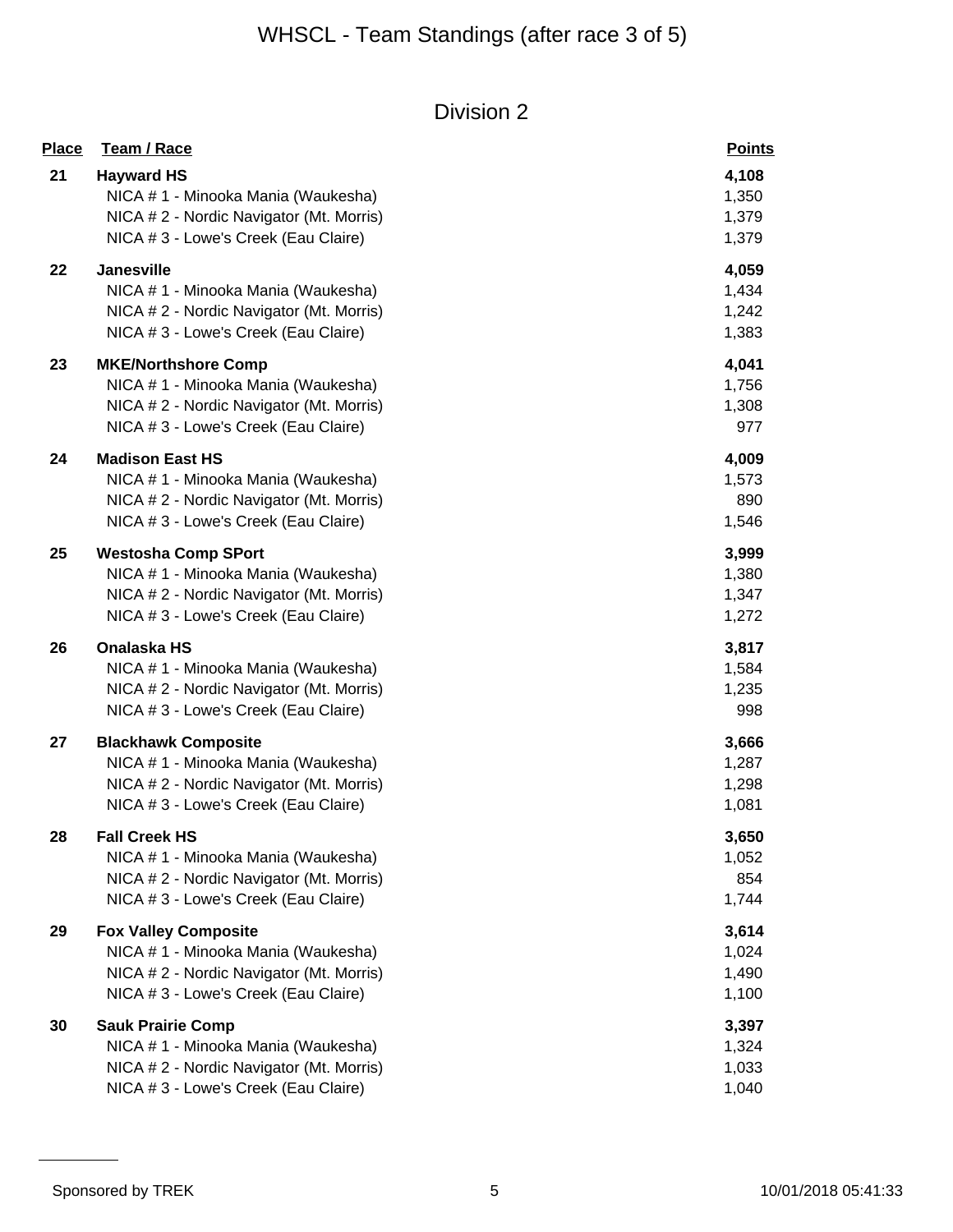# WHSCL - Team Standings (after race 3 of 5)

## Division 2

| Place | Team / Race | Points |
|---|---|---|
| 21 | **Hayward HS** | **4,108** |
| | NICA # 1 - Minooka Mania (Waukesha) | 1,350 |
| | NICA # 2 - Nordic Navigator (Mt. Morris) | 1,379 |
| | NICA # 3 - Lowe's Creek (Eau Claire) | 1,379 |
| 22 | **Janesville** | **4,059** |
| | NICA # 1 - Minooka Mania (Waukesha) | 1,434 |
| | NICA # 2 - Nordic Navigator (Mt. Morris) | 1,242 |
| | NICA # 3 - Lowe's Creek (Eau Claire) | 1,383 |
| 23 | **MKE/Northshore Comp** | **4,041** |
| | NICA # 1 - Minooka Mania (Waukesha) | 1,756 |
| | NICA # 2 - Nordic Navigator (Mt. Morris) | 1,308 |
| | NICA # 3 - Lowe's Creek (Eau Claire) | 977 |
| 24 | **Madison East HS** | **4,009** |
| | NICA # 1 - Minooka Mania (Waukesha) | 1,573 |
| | NICA # 2 - Nordic Navigator (Mt. Morris) | 890 |
| | NICA # 3 - Lowe's Creek (Eau Claire) | 1,546 |
| 25 | **Westosha Comp SPort** | **3,999** |
| | NICA # 1 - Minooka Mania (Waukesha) | 1,380 |
| | NICA # 2 - Nordic Navigator (Mt. Morris) | 1,347 |
| | NICA # 3 - Lowe's Creek (Eau Claire) | 1,272 |
| 26 | **Onalaska HS** | **3,817** |
| | NICA # 1 - Minooka Mania (Waukesha) | 1,584 |
| | NICA # 2 - Nordic Navigator (Mt. Morris) | 1,235 |
| | NICA # 3 - Lowe's Creek (Eau Claire) | 998 |
| 27 | **Blackhawk Composite** | **3,666** |
| | NICA # 1 - Minooka Mania (Waukesha) | 1,287 |
| | NICA # 2 - Nordic Navigator (Mt. Morris) | 1,298 |
| | NICA # 3 - Lowe's Creek (Eau Claire) | 1,081 |
| 28 | **Fall Creek HS** | **3,650** |
| | NICA # 1 - Minooka Mania (Waukesha) | 1,052 |
| | NICA # 2 - Nordic Navigator (Mt. Morris) | 854 |
| | NICA # 3 - Lowe's Creek (Eau Claire) | 1,744 |
| 29 | **Fox Valley Composite** | **3,614** |
| | NICA # 1 - Minooka Mania (Waukesha) | 1,024 |
| | NICA # 2 - Nordic Navigator (Mt. Morris) | 1,490 |
| | NICA # 3 - Lowe's Creek (Eau Claire) | 1,100 |
| 30 | **Sauk Prairie Comp** | **3,397** |
| | NICA # 1 - Minooka Mania (Waukesha) | 1,324 |
| | NICA # 2 - Nordic Navigator (Mt. Morris) | 1,033 |
| | NICA # 3 - Lowe's Creek (Eau Claire) | 1,040 |

Sponsored by TREK

10/01/2018 05:41:33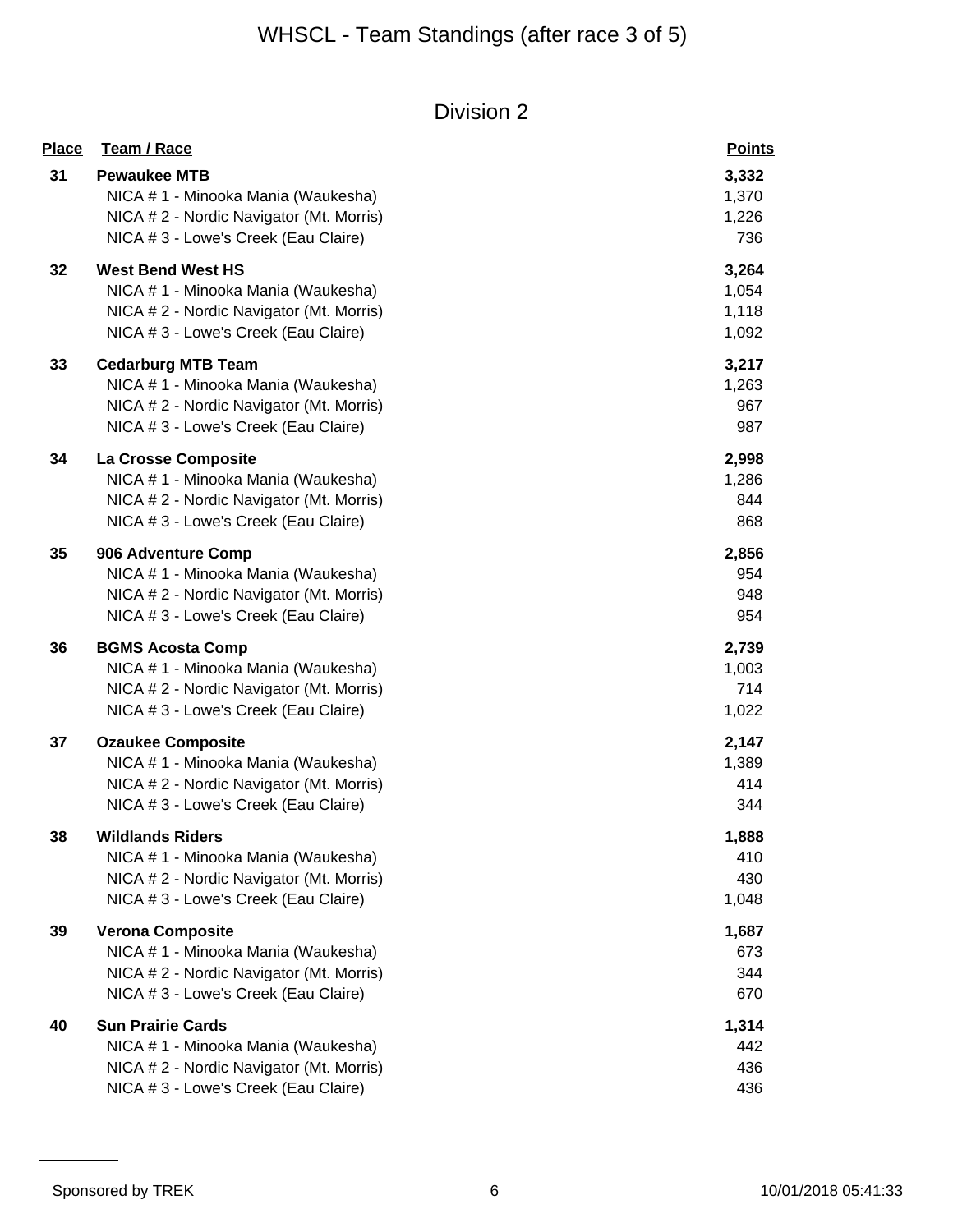# WHSCL - Team Standings (after race 3 of 5)

## Division 2

| Place | Team / Race | Points |
|---|---|---|
| 31 | **Pewaukee MTB** | **3,332** |
| | NICA # 1 - Minooka Mania (Waukesha) | 1,370 |
| | NICA # 2 - Nordic Navigator (Mt. Morris) | 1,226 |
| | NICA # 3 - Lowe's Creek (Eau Claire) | 736 |
| 32 | **West Bend West HS** | **3,264** |
| | NICA # 1 - Minooka Mania (Waukesha) | 1,054 |
| | NICA # 2 - Nordic Navigator (Mt. Morris) | 1,118 |
| | NICA # 3 - Lowe's Creek (Eau Claire) | 1,092 |
| 33 | **Cedarburg MTB Team** | **3,217** |
| | NICA # 1 - Minooka Mania (Waukesha) | 1,263 |
| | NICA # 2 - Nordic Navigator (Mt. Morris) | 967 |
| | NICA # 3 - Lowe's Creek (Eau Claire) | 987 |
| 34 | **La Crosse Composite** | **2,998** |
| | NICA # 1 - Minooka Mania (Waukesha) | 1,286 |
| | NICA # 2 - Nordic Navigator (Mt. Morris) | 844 |
| | NICA # 3 - Lowe's Creek (Eau Claire) | 868 |
| 35 | **906 Adventure Comp** | **2,856** |
| | NICA # 1 - Minooka Mania (Waukesha) | 954 |
| | NICA # 2 - Nordic Navigator (Mt. Morris) | 948 |
| | NICA # 3 - Lowe's Creek (Eau Claire) | 954 |
| 36 | **BGMS Acosta Comp** | **2,739** |
| | NICA # 1 - Minooka Mania (Waukesha) | 1,003 |
| | NICA # 2 - Nordic Navigator (Mt. Morris) | 714 |
| | NICA # 3 - Lowe's Creek (Eau Claire) | 1,022 |
| 37 | **Ozaukee Composite** | **2,147** |
| | NICA # 1 - Minooka Mania (Waukesha) | 1,389 |
| | NICA # 2 - Nordic Navigator (Mt. Morris) | 414 |
| | NICA # 3 - Lowe's Creek (Eau Claire) | 344 |
| 38 | **Wildlands Riders** | **1,888** |
| | NICA # 1 - Minooka Mania (Waukesha) | 410 |
| | NICA # 2 - Nordic Navigator (Mt. Morris) | 430 |
| | NICA # 3 - Lowe's Creek (Eau Claire) | 1,048 |
| 39 | **Verona Composite** | **1,687** |
| | NICA # 1 - Minooka Mania (Waukesha) | 673 |
| | NICA # 2 - Nordic Navigator (Mt. Morris) | 344 |
| | NICA # 3 - Lowe's Creek (Eau Claire) | 670 |
| 40 | **Sun Prairie Cards** | **1,314** |
| | NICA # 1 - Minooka Mania (Waukesha) | 442 |
| | NICA # 2 - Nordic Navigator (Mt. Morris) | 436 |
| | NICA # 3 - Lowe's Creek (Eau Claire) | 436 |

Sponsored by TREK

10/01/2018 05:41:33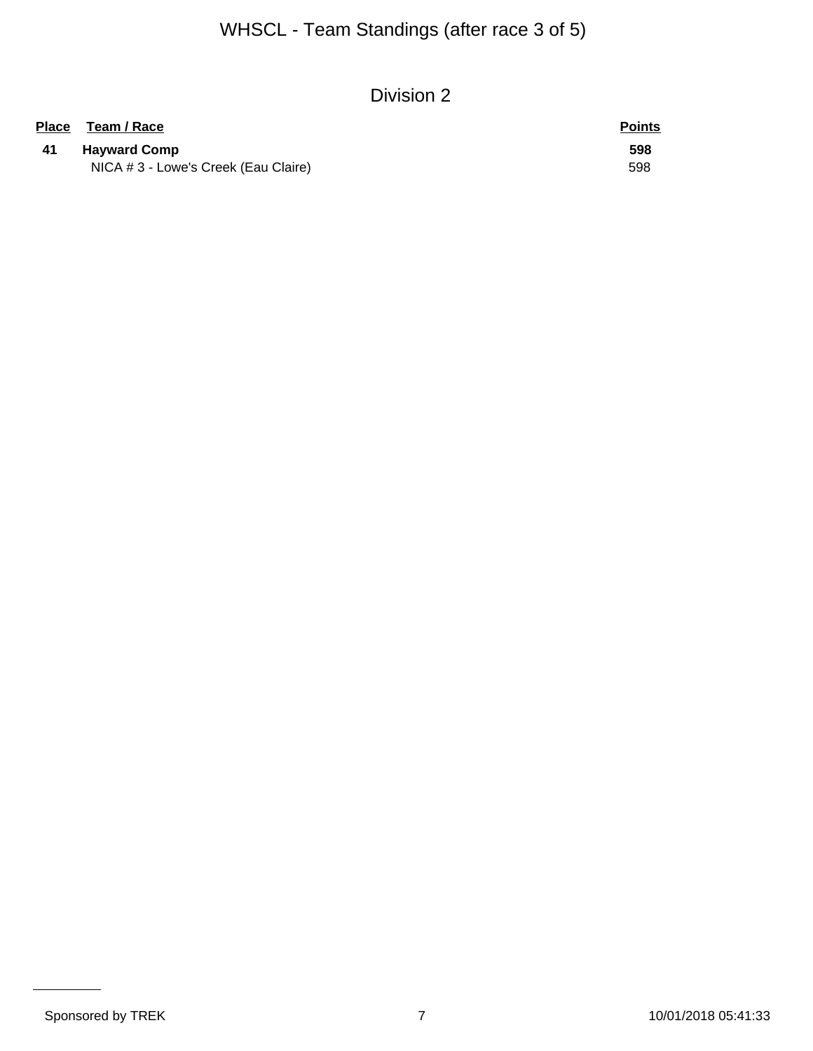# WHSCL - Team Standings (after race 3 of 5)

## Division 2

| Place | Team / Race | Points |
|---|---|---|
| **41** | **Hayward Comp** | **598** |
| | NICA # 3 - Lowe's Creek (Eau Claire) | 598 |

Sponsored by TREK

10/01/2018 05:41:33